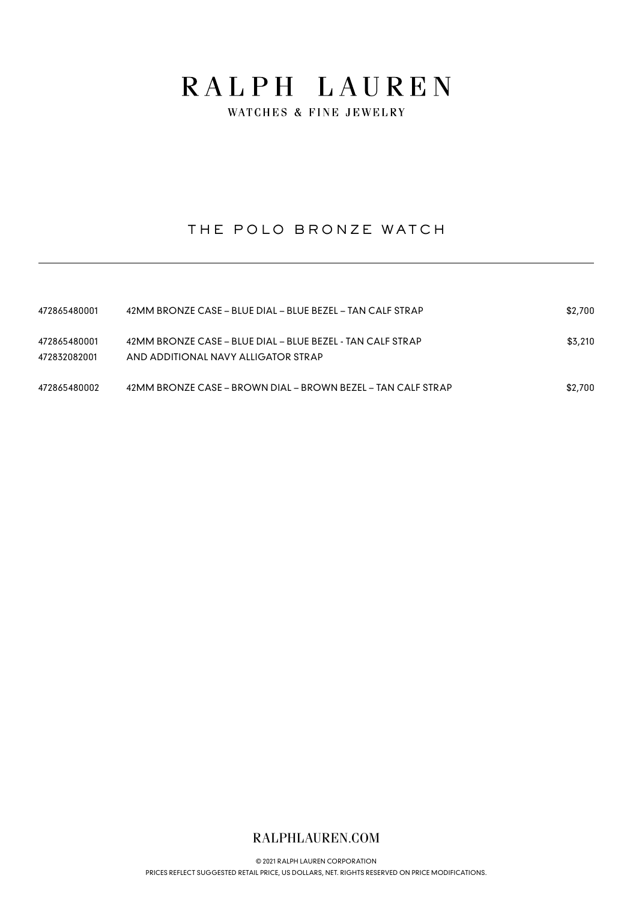# RALPH LAUREN

WATCHES & FINE JEWELRY

## THE POLO BRONZE WATCH

| | | |
|---|---|---|
| 472865480001 | 42MM BRONZE CASE – BLUE DIAL – BLUE BEZEL – TAN CALF STRAP | $2,700 |
| 472865480001<br>472832082001 | 42MM BRONZE CASE – BLUE DIAL – BLUE BEZEL - TAN CALF STRAP<br>AND ADDITIONAL NAVY ALLIGATOR STRAP | $3,210 |
| 472865480002 | 42MM BRONZE CASE – BROWN DIAL – BROWN BEZEL – TAN CALF STRAP | $2,700 |

RALPHLAUREN.COM

© 2021 RALPH LAUREN CORPORATION

PRICES REFLECT SUGGESTED RETAIL PRICE, US DOLLARS, NET. RIGHTS RESERVED ON PRICE MODIFICATIONS.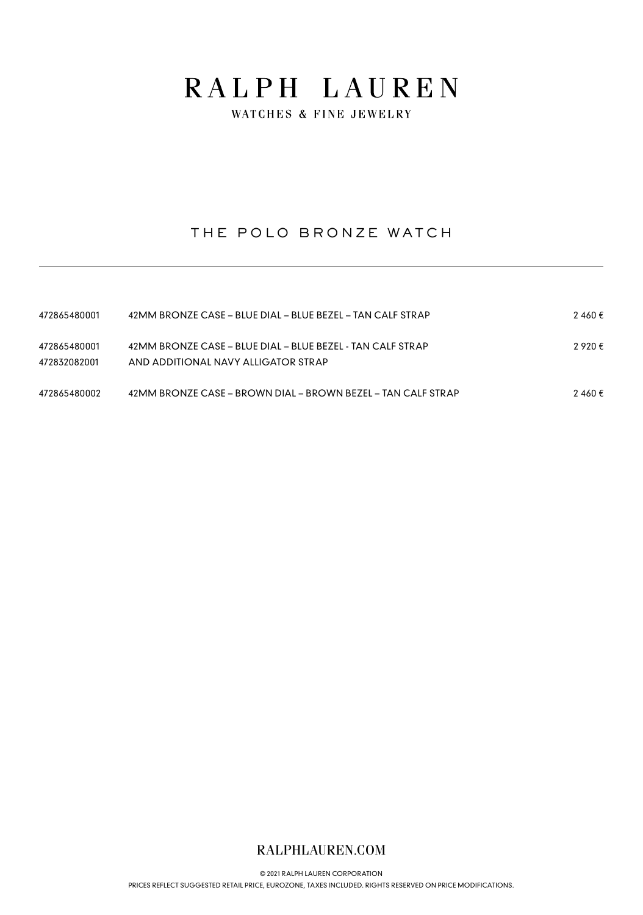# RALPH LAUREN

WATCHES & FINE JEWELRY

## THE POLO BRONZE WATCH

| | | |
|---|---|---|
| 472865480001 | 42MM BRONZE CASE – BLUE DIAL – BLUE BEZEL – TAN CALF STRAP | 2 460 € |
| 472865480001<br>472832082001 | 42MM BRONZE CASE – BLUE DIAL – BLUE BEZEL - TAN CALF STRAP<br>AND ADDITIONAL NAVY ALLIGATOR STRAP | 2 920 € |
| 472865480002 | 42MM BRONZE CASE – BROWN DIAL – BROWN BEZEL – TAN CALF STRAP | 2 460 € |

RALPHLAUREN.COM

© 2021 RALPH LAUREN CORPORATION

PRICES REFLECT SUGGESTED RETAIL PRICE, EUROZONE, TAXES INCLUDED. RIGHTS RESERVED ON PRICE MODIFICATIONS.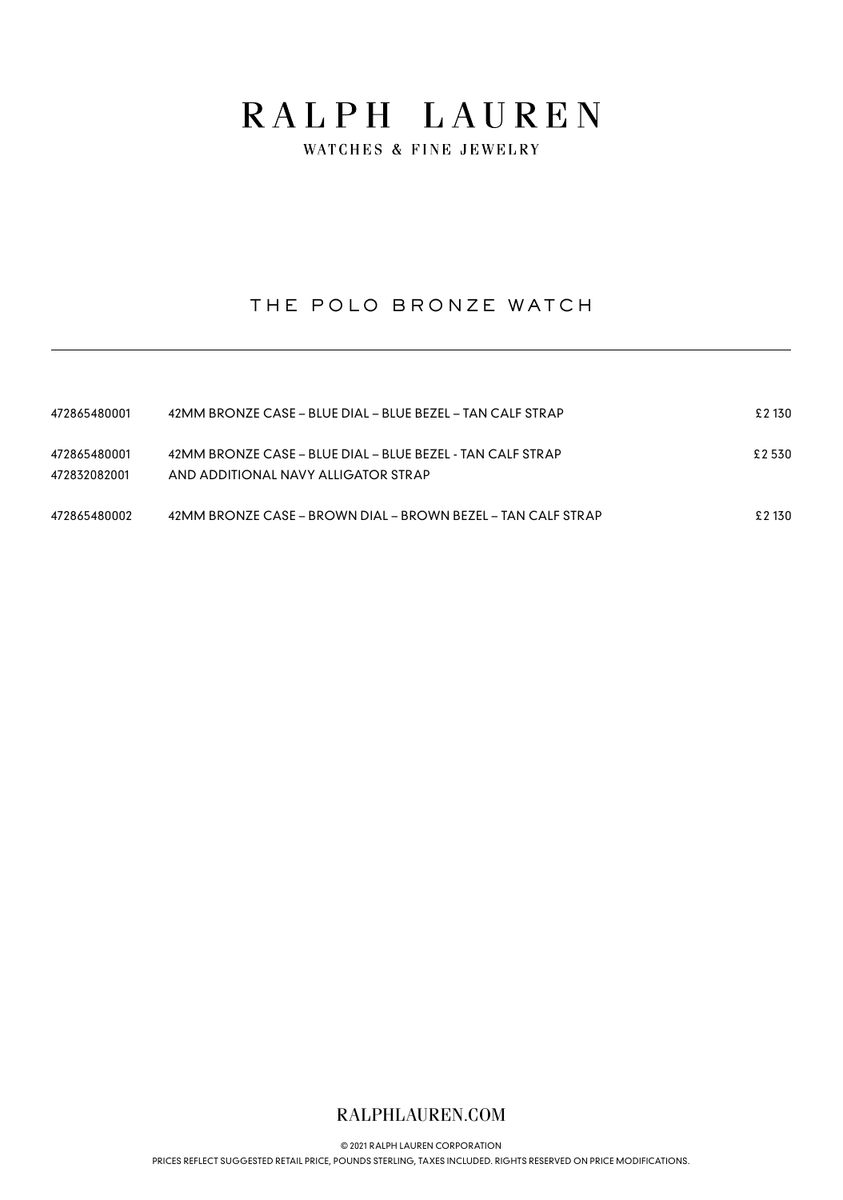# RALPH LAUREN

WATCHES & FINE JEWELRY

## THE POLO BRONZE WATCH

| | | |
|---|---|---|
| 472865480001 | 42MM BRONZE CASE – BLUE DIAL – BLUE BEZEL – TAN CALF STRAP | £2 130 |
| 472865480001<br>472832082001 | 42MM BRONZE CASE – BLUE DIAL – BLUE BEZEL - TAN CALF STRAP<br>AND ADDITIONAL NAVY ALLIGATOR STRAP | £2 530 |
| 472865480002 | 42MM BRONZE CASE – BROWN DIAL – BROWN BEZEL – TAN CALF STRAP | £2 130 |

RALPHLAUREN.COM

© 2021 RALPH LAUREN CORPORATION

PRICES REFLECT SUGGESTED RETAIL PRICE, POUNDS STERLING, TAXES INCLUDED. RIGHTS RESERVED ON PRICE MODIFICATIONS.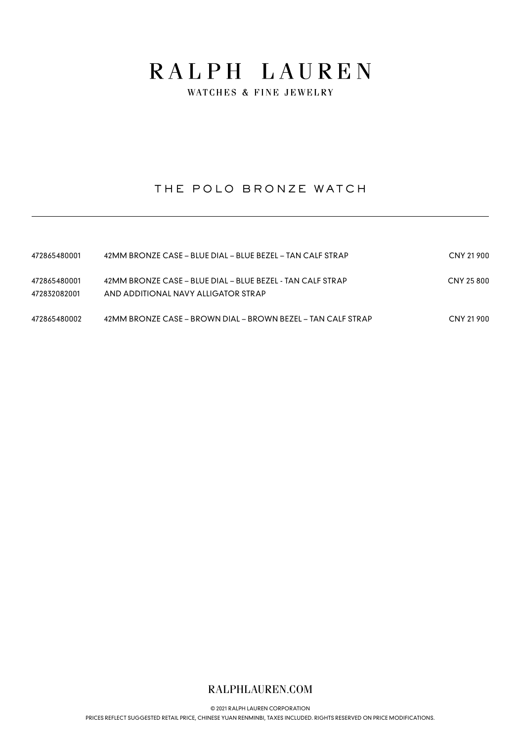# RALPH LAUREN

WATCHES & FINE JEWELRY

## THE POLO BRONZE WATCH

| | | |
|---|---|---|
| 472865480001 | 42MM BRONZE CASE – BLUE DIAL – BLUE BEZEL – TAN CALF STRAP | CNY 21 900 |
| 472865480001<br>472832082001 | 42MM BRONZE CASE – BLUE DIAL – BLUE BEZEL - TAN CALF STRAP<br>AND ADDITIONAL NAVY ALLIGATOR STRAP | CNY 25 800 |
| 472865480002 | 42MM BRONZE CASE – BROWN DIAL – BROWN BEZEL – TAN CALF STRAP | CNY 21 900 |

RALPHLAUREN.COM

© 2021 RALPH LAUREN CORPORATION

PRICES REFLECT SUGGESTED RETAIL PRICE, CHINESE YUAN RENMINBI, TAXES INCLUDED. RIGHTS RESERVED ON PRICE MODIFICATIONS.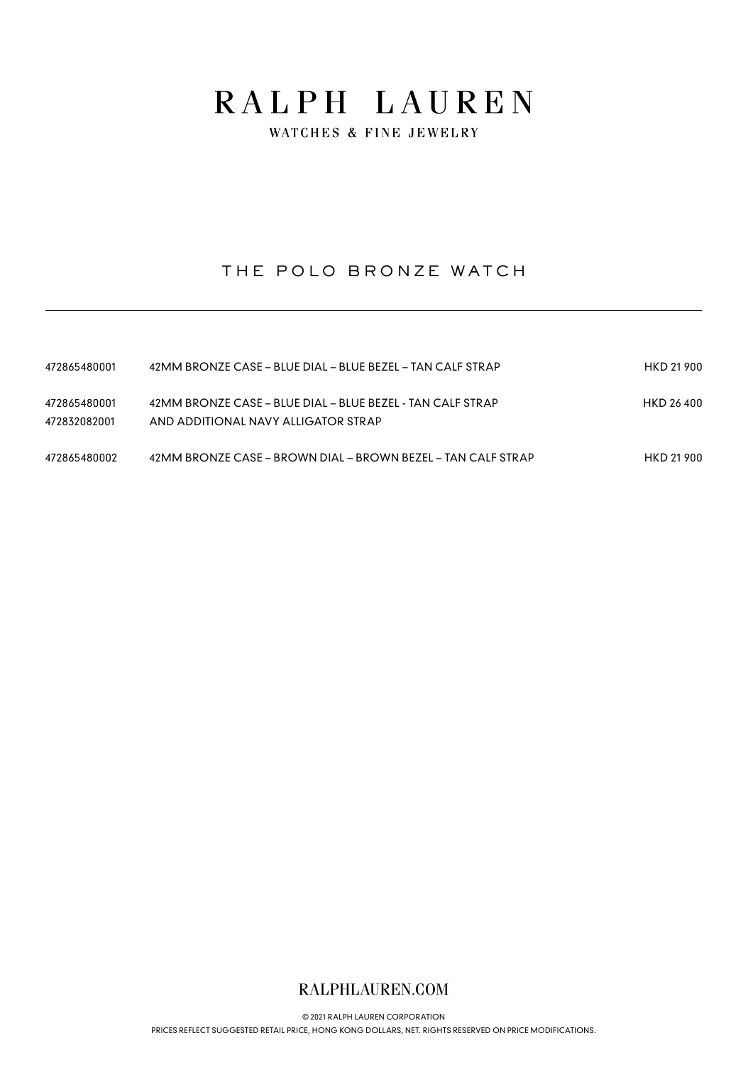# RALPH LAUREN

WATCHES & FINE JEWELRY

## THE POLO BRONZE WATCH

---

| | | |
|---|---|---|
| 472865480001 | 42MM BRONZE CASE – BLUE DIAL – BLUE BEZEL – TAN CALF STRAP | HKD 21 900 |
| 472865480001<br>472832082001 | 42MM BRONZE CASE – BLUE DIAL – BLUE BEZEL - TAN CALF STRAP<br>AND ADDITIONAL NAVY ALLIGATOR STRAP | HKD 26 400 |
| 472865480002 | 42MM BRONZE CASE – BROWN DIAL – BROWN BEZEL – TAN CALF STRAP | HKD 21 900 |

RALPHLAUREN.COM

© 2021 RALPH LAUREN CORPORATION

PRICES REFLECT SUGGESTED RETAIL PRICE, HONG KONG DOLLARS, NET. RIGHTS RESERVED ON PRICE MODIFICATIONS.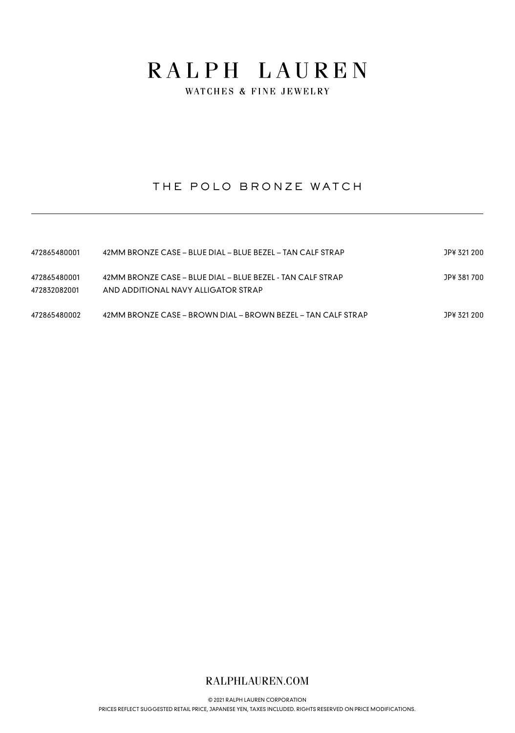# RALPH LAUREN

WATCHES & FINE JEWELRY

## THE POLO BRONZE WATCH

| | | |
|---|---|---|
| 472865480001 | 42MM BRONZE CASE – BLUE DIAL – BLUE BEZEL – TAN CALF STRAP | JP¥ 321 200 |
| 472865480001<br>472832082001 | 42MM BRONZE CASE – BLUE DIAL – BLUE BEZEL - TAN CALF STRAP<br>AND ADDITIONAL NAVY ALLIGATOR STRAP | JP¥ 381 700 |
| 472865480002 | 42MM BRONZE CASE – BROWN DIAL – BROWN BEZEL – TAN CALF STRAP | JP¥ 321 200 |

RALPHLAUREN.COM

© 2021 RALPH LAUREN CORPORATION

PRICES REFLECT SUGGESTED RETAIL PRICE, JAPANESE YEN, TAXES INCLUDED. RIGHTS RESERVED ON PRICE MODIFICATIONS.